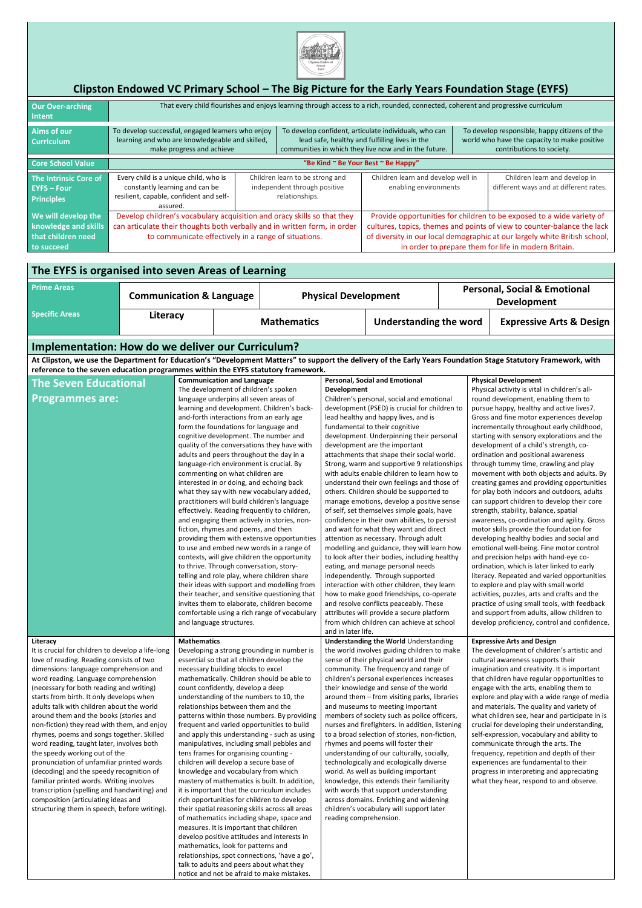# Clipston Endowed VC Primary School – The Big Picture for the Early Years Foundation Stage (EYFS)

| | | | | |
|---|---|---|---|---|
| **Our Over-arching Intent** | That every child flourishes and enjoys learning through access to a rich, rounded, connected, coherent and progressive curriculum | | | |
| **Aims of our Curriculum** | To develop successful, engaged learners who enjoy learning and who are knowledgeable and skilled, make progress and achieve | To develop confident, articulate individuals, who can lead safe, healthy and fulfilling lives in the communities in which they live now and in the future. | To develop responsible, happy citizens of the world who have the capacity to make positive contributions to society. | |
| **Core School Value** | "Be Kind ~ Be Your Best ~ Be Happy" | | | |
| **The Intrinsic Core of EYFS – Four Principles** | Every child is a unique child, who is constantly learning and can be resilient, capable, confident and self-assured. | Children learn to be strong and independent through positive relationships. | Children learn and develop well in enabling environments | Children learn and develop in different ways and at different rates. |
| **We will develop the knowledge and skills that children need to succeed** | Develop children's vocabulary acquisition and oracy skills so that they can articulate their thoughts both verbally and in written form, in order to communicate effectively in a range of situations. | | Provide opportunities for children to be exposed to a wide variety of cultures, topics, themes and points of view to counter-balance the lack of diversity in our local demographic at our largely white British school, in order to prepare them for life in modern Britain. | |

## The EYFS is organised into seven Areas of Learning

| | | | | |
|---|---|---|---|---|
| **Prime Areas** | **Communication & Language** | **Physical Development** | **Personal, Social & Emotional Development** | |
| **Specific Areas** | **Literacy** | **Mathematics** | **Understanding the word** | **Expressive Arts & Design** |

## Implementation: How do we deliver our Curriculum?

**At Clipston, we use the Department for Education's "Development Matters" to support the delivery of the Early Years Foundation Stage Statutory Framework, with reference to the seven education programmes within the EYFS statutory framework.**

## The Seven Educational Programmes are:

**Communication and Language**
The development of children's spoken language underpins all seven areas of learning and development. Children's back-and-forth interactions from an early age form the foundations for language and cognitive development. The number and quality of the conversations they have with adults and peers throughout the day in a language-rich environment is crucial. By commenting on what children are interested in or doing, and echoing back what they say with new vocabulary added, practitioners will build children's language effectively. Reading frequently to children, and engaging them actively in stories, non-fiction, rhymes and poems, and then providing them with extensive opportunities to use and embed new words in a range of contexts, will give children the opportunity to thrive. Through conversation, story-telling and role play, where children share their ideas with support and modelling from their teacher, and sensitive questioning that invites them to elaborate, children become comfortable using a rich range of vocabulary and language structures.

**Personal, Social and Emotional Development**
Children's personal, social and emotional development (PSED) is crucial for children to lead healthy and happy lives, and is fundamental to their cognitive development. Underpinning their personal development are the important attachments that shape their social world. Strong, warm and supportive 9 relationships with adults enable children to learn how to understand their own feelings and those of others. Children should be supported to manage emotions, develop a positive sense of self, set themselves simple goals, have confidence in their own abilities, to persist and wait for what they want and direct attention as necessary. Through adult modelling and guidance, they will learn how to look after their bodies, including healthy eating, and manage personal needs independently. Through supported interaction with other children, they learn how to make good friendships, co-operate and resolve conflicts peaceably. These attributes will provide a secure platform from which children can achieve at school and in later life.

**Physical Development**
Physical activity is vital in children's all-round development, enabling them to pursue happy, healthy and active lives7. Gross and fine motor experiences develop incrementally throughout early childhood, starting with sensory explorations and the development of a child's strength, co-ordination and positional awareness through tummy time, crawling and play movement with both objects and adults. By creating games and providing opportunities for play both indoors and outdoors, adults can support children to develop their core strength, stability, balance, spatial awareness, co-ordination and agility. Gross motor skills provide the foundation for developing healthy bodies and social and emotional well-being. Fine motor control and precision helps with hand-eye co-ordination, which is later linked to early literacy. Repeated and varied opportunities to explore and play with small world activities, puzzles, arts and crafts and the practice of using small tools, with feedback and support from adults, allow children to develop proficiency, control and confidence.

**Literacy**
It is crucial for children to develop a life-long love of reading. Reading consists of two dimensions: language comprehension and word reading. Language comprehension (necessary for both reading and writing) starts from birth. It only develops when adults talk with children about the world around them and the books (stories and non-fiction) they read with them, and enjoy rhymes, poems and songs together. Skilled word reading, taught later, involves both the speedy working out of the pronunciation of unfamiliar printed words (decoding) and the speedy recognition of familiar printed words. Writing involves transcription (spelling and handwriting) and composition (articulating ideas and structuring them in speech, before writing).

**Mathematics**
Developing a strong grounding in number is essential so that all children develop the necessary building blocks to excel mathematically. Children should be able to count confidently, develop a deep understanding of the numbers to 10, the relationships between them and the patterns within those numbers. By providing frequent and varied opportunities to build and apply this understanding - such as using manipulatives, including small pebbles and tens frames for organising counting - children will develop a secure base of knowledge and vocabulary from which mastery of mathematics is built. In addition, it is important that the curriculum includes rich opportunities for children to develop their spatial reasoning skills across all areas of mathematics including shape, space and measures. It is important that children develop positive attitudes and interests in mathematics, look for patterns and relationships, spot connections, 'have a go', talk to adults and peers about what they notice and not be afraid to make mistakes.

**Understanding the World** Understanding the world involves guiding children to make sense of their physical world and their community. The frequency and range of children's personal experiences increases their knowledge and sense of the world around them – from visiting parks, libraries and museums to meeting important members of society such as police officers, nurses and firefighters. In addition, listening to a broad selection of stories, non-fiction, rhymes and poems will foster their understanding of our culturally, socially, technologically and ecologically diverse world. As well as building important knowledge, this extends their familiarity with words that support understanding across domains. Enriching and widening children's vocabulary will support later reading comprehension.

**Expressive Arts and Design**
The development of children's artistic and cultural awareness supports their imagination and creativity. It is important that children have regular opportunities to engage with the arts, enabling them to explore and play with a wide range of media and materials. The quality and variety of what children see, hear and participate in is crucial for developing their understanding, self-expression, vocabulary and ability to communicate through the arts. The frequency, repetition and depth of their experiences are fundamental to their progress in interpreting and appreciating what they hear, respond to and observe.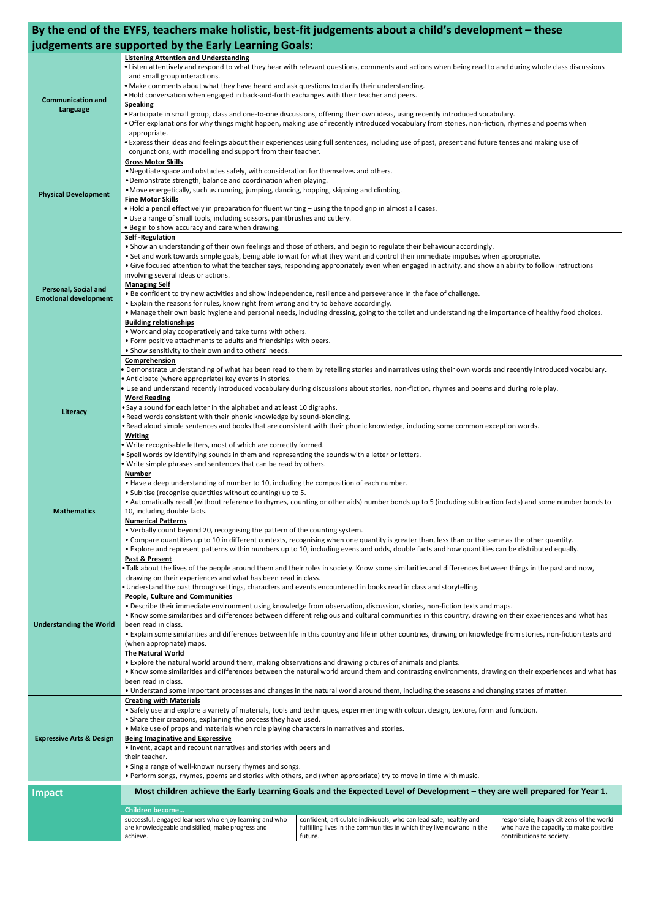## By the end of the EYFS, teachers make holistic, best-fit judgements about a child's development – these judgements are supported by the Early Learning Goals:

| | |
|---|---|
| **Communication and Language** | **Listening Attention and Understanding**<br>• Listen attentively and respond to what they hear with relevant questions, comments and actions when being read to and during whole class discussions and small group interactions.<br>• Make comments about what they have heard and ask questions to clarify their understanding.<br>• Hold conversation when engaged in back-and-forth exchanges with their teacher and peers.<br>**Speaking**<br>• Participate in small group, class and one-to-one discussions, offering their own ideas, using recently introduced vocabulary.<br>• Offer explanations for why things might happen, making use of recently introduced vocabulary from stories, non-fiction, rhymes and poems when appropriate.<br>• Express their ideas and feelings about their experiences using full sentences, including use of past, present and future tenses and making use of conjunctions, with modelling and support from their teacher. |
| **Physical Development** | **Gross Motor Skills**<br>• Negotiate space and obstacles safely, with consideration for themselves and others.<br>• Demonstrate strength, balance and coordination when playing.<br>• Move energetically, such as running, jumping, dancing, hopping, skipping and climbing.<br>**Fine Motor Skills**<br>• Hold a pencil effectively in preparation for fluent writing – using the tripod grip in almost all cases.<br>• Use a range of small tools, including scissors, paintbrushes and cutlery.<br>• Begin to show accuracy and care when drawing. |
| **Personal, Social and Emotional development** | **Self -Regulation**<br>• Show an understanding of their own feelings and those of others, and begin to regulate their behaviour accordingly.<br>• Set and work towards simple goals, being able to wait for what they want and control their immediate impulses when appropriate.<br>• Give focused attention to what the teacher says, responding appropriately even when engaged in activity, and show an ability to follow instructions involving several ideas or actions.<br>**Managing Self**<br>• Be confident to try new activities and show independence, resilience and perseverance in the face of challenge.<br>• Explain the reasons for rules, know right from wrong and try to behave accordingly.<br>• Manage their own basic hygiene and personal needs, including dressing, going to the toilet and understanding the importance of healthy food choices.<br>**Building relationships**<br>• Work and play cooperatively and take turns with others.<br>• Form positive attachments to adults and friendships with peers.<br>• Show sensitivity to their own and to others' needs. |
| **Literacy** | **Comprehension**<br>• Demonstrate understanding of what has been read to them by retelling stories and narratives using their own words and recently introduced vocabulary.<br>• Anticipate (where appropriate) key events in stories.<br>• Use and understand recently introduced vocabulary during discussions about stories, non-fiction, rhymes and poems and during role play.<br>**Word Reading**<br>• Say a sound for each letter in the alphabet and at least 10 digraphs.<br>• Read words consistent with their phonic knowledge by sound-blending.<br>• Read aloud simple sentences and books that are consistent with their phonic knowledge, including some common exception words.<br>**Writing**<br>• Write recognisable letters, most of which are correctly formed.<br>• Spell words by identifying sounds in them and representing the sounds with a letter or letters.<br>• Write simple phrases and sentences that can be read by others. |
| **Mathematics** | **Number**<br>• Have a deep understanding of number to 10, including the composition of each number.<br>• Subitise (recognise quantities without counting) up to 5.<br>• Automatically recall (without reference to rhymes, counting or other aids) number bonds up to 5 (including subtraction facts) and some number bonds to 10, including double facts.<br>**Numerical Patterns**<br>• Verbally count beyond 20, recognising the pattern of the counting system.<br>• Compare quantities up to 10 in different contexts, recognising when one quantity is greater than, less than or the same as the other quantity.<br>• Explore and represent patterns within numbers up to 10, including evens and odds, double facts and how quantities can be distributed equally. |
| **Understanding the World** | **Past & Present**<br>• Talk about the lives of the people around them and their roles in society. Know some similarities and differences between things in the past and now, drawing on their experiences and what has been read in class.<br>• Understand the past through settings, characters and events encountered in books read in class and storytelling.<br>**People, Culture and Communities**<br>• Describe their immediate environment using knowledge from observation, discussion, stories, non-fiction texts and maps.<br>• Know some similarities and differences between different religious and cultural communities in this country, drawing on their experiences and what has been read in class.<br>• Explain some similarities and differences between life in this country and life in other countries, drawing on knowledge from stories, non-fiction texts and (when appropriate) maps.<br>**The Natural World**<br>• Explore the natural world around them, making observations and drawing pictures of animals and plants.<br>• Know some similarities and differences between the natural world around them and contrasting environments, drawing on their experiences and what has been read in class.<br>• Understand some important processes and changes in the natural world around them, including the seasons and changing states of matter. |
| **Expressive Arts & Design** | **Creating with Materials**<br>• Safely use and explore a variety of materials, tools and techniques, experimenting with colour, design, texture, form and function.<br>• Share their creations, explaining the process they have used.<br>• Make use of props and materials when role playing characters in narratives and stories.<br>**Being Imaginative and Expressive**<br>• Invent, adapt and recount narratives and stories with peers and their teacher.<br>• Sing a range of well-known nursery rhymes and songs.<br>• Perform songs, rhymes, poems and stories with others, and (when appropriate) try to move in time with music. |

| **Impact** | **Most children achieve the Early Learning Goals and the Expected Level of Development – they are well prepared for Year 1.** | | |
|---|---|---|---|
| | **Children become…** | | |
| | successful, engaged learners who enjoy learning and who are knowledgeable and skilled, make progress and achieve. | confident, articulate individuals, who can lead safe, healthy and fulfilling lives in the communities in which they live now and in the future. | responsible, happy citizens of the world who have the capacity to make positive contributions to society. |